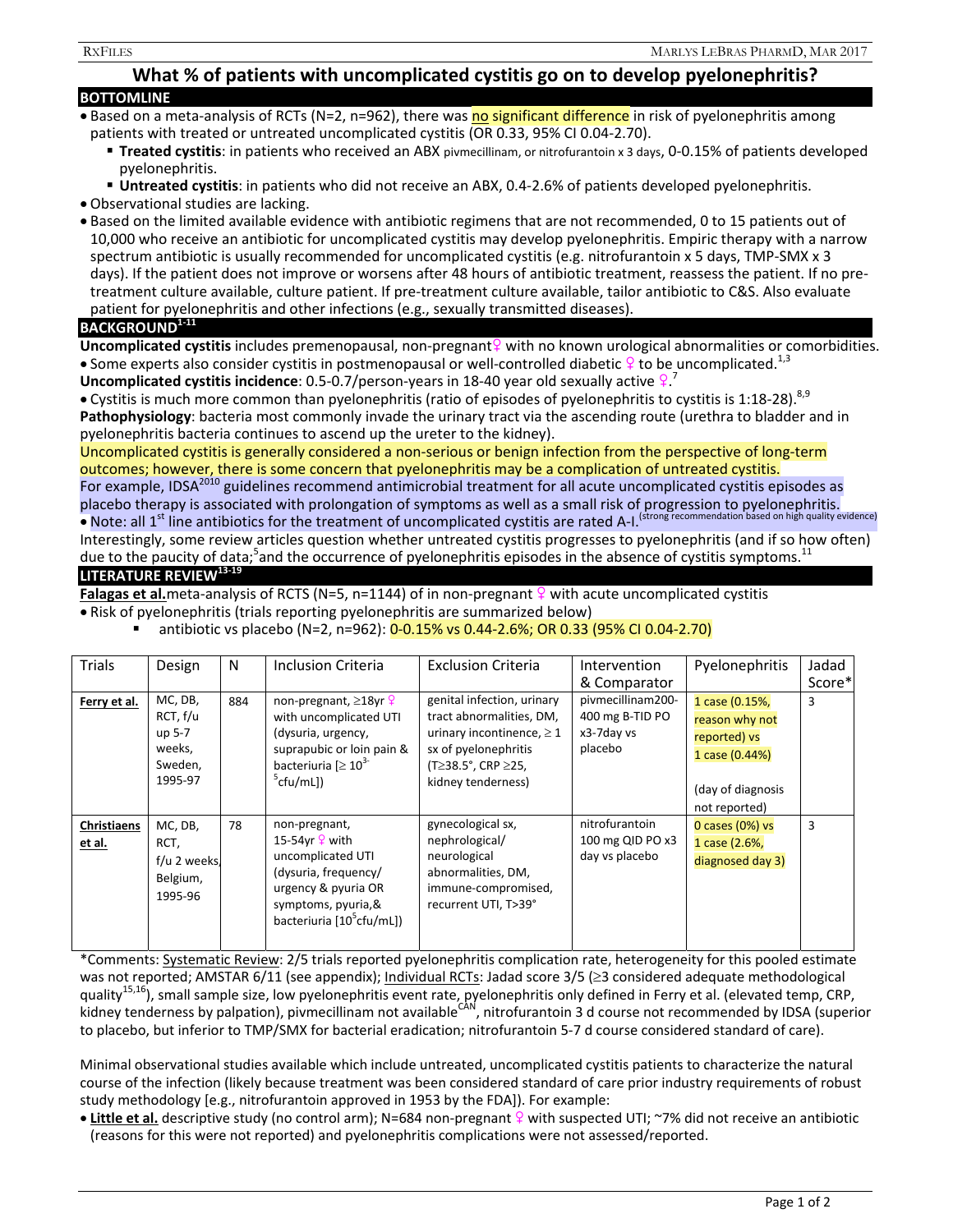# What % of patients with uncomplicated cystitis go on to develop pyelonephritis?

## BOTTOMLINE

- Based on a meta-analysis of RCTs (N=2, n=962), there was no significant difference in risk of pyelonephritis among patients with treated or untreated uncomplicated cystitis (OR 0.33, 95% CI 0.04-2.70).
  - **Treated cystitis**: in patients who received an ABX pivmecillinam, or nitrofurantoin x 3 days, 0-0.15% of patients developed pyelonephritis.
  - **Untreated cystitis**: in patients who did not receive an ABX, 0.4-2.6% of patients developed pyelonephritis.
- Observational studies are lacking.
- Based on the limited available evidence with antibiotic regimens that are not recommended, 0 to 15 patients out of 10,000 who receive an antibiotic for uncomplicated cystitis may develop pyelonephritis. Empiric therapy with a narrow spectrum antibiotic is usually recommended for uncomplicated cystitis (e.g. nitrofurantoin x 5 days, TMP-SMX x 3 days). If the patient does not improve or worsens after 48 hours of antibiotic treatment, reassess the patient. If no pre-treatment culture available, culture patient. If pre-treatment culture available, tailor antibiotic to C&S. Also evaluate patient for pyelonephritis and other infections (e.g., sexually transmitted diseases).

## BACKGROUND[1-11]

**Uncomplicated cystitis** includes premenopausal, non-pregnant♀ with no known urological abnormalities or comorbidities.

- Some experts also consider cystitis in postmenopausal or well-controlled diabetic ♀ to be uncomplicated.[1,3]

**Uncomplicated cystitis incidence**: 0.5-0.7/person-years in 18-40 year old sexually active ♀.[7]

- Cystitis is much more common than pyelonephritis (ratio of episodes of pyelonephritis to cystitis is 1:18-28).[8,9]

**Pathophysiology**: bacteria most commonly invade the urinary tract via the ascending route (urethra to bladder and in pyelonephritis bacteria continues to ascend up the ureter to the kidney).

Uncomplicated cystitis is generally considered a non-serious or benign infection from the perspective of long-term outcomes; however, there is some concern that pyelonephritis may be a complication of untreated cystitis.

For example, IDSA[2010] guidelines recommend antimicrobial treatment for all acute uncomplicated cystitis episodes as placebo therapy is associated with prolongation of symptoms as well as a small risk of progression to pyelonephritis.

- Note: all 1st line antibiotics for the treatment of uncomplicated cystitis are rated A-I. (strong recommendation based on high quality evidence)

Interestingly, some review articles question whether untreated cystitis progresses to pyelonephritis (and if so how often) due to the paucity of data;[5] and the occurrence of pyelonephritis episodes in the absence of cystitis symptoms.[11]

## LITERATURE REVIEW[13-19]

**Falagas et al.** meta-analysis of RCTS (N=5, n=1144) of in non-pregnant ♀ with acute uncomplicated cystitis

- Risk of pyelonephritis (trials reporting pyelonephritis are summarized below)
  - antibiotic vs placebo (N=2, n=962): 0-0.15% vs 0.44-2.6%; OR 0.33 (95% CI 0.04-2.70)

| Trials | Design | N | Inclusion Criteria | Exclusion Criteria | Intervention & Comparator | Pyelonephritis | Jadad Score* |
|---|---|---|---|---|---|---|---|
| **Ferry et al.** | MC, DB, RCT, f/u up 5-7 weeks, Sweden, 1995-97 | 884 | non-pregnant, ≥18yr ♀ with uncomplicated UTI (dysuria, urgency, suprapubic or loin pain & bacteriuria [≥ $10^{3-5}$ cfu/mL]) | genital infection, urinary tract abnormalities, DM, urinary incontinence, ≥ 1 sx of pyelonephritis (T≥38.5°, CRP ≥25, kidney tenderness) | pivmecillinam200-400 mg B-TID PO x3-7day vs placebo | 1 case (0.15%, reason why not reported) vs 1 case (0.44%) (day of diagnosis not reported) | 3 |
| **Christiaens et al.** | MC, DB, RCT, f/u 2 weeks, Belgium, 1995-96 | 78 | non-pregnant, 15-54yr ♀ with uncomplicated UTI (dysuria, frequency/ urgency & pyuria OR symptoms, pyuria,& bacteriuria [$10^5$cfu/mL]) | gynecological sx, nephrological/ neurological abnormalities, DM, immune-compromised, recurrent UTI, T>39° | nitrofurantoin 100 mg QID PO x3 day vs placebo | 0 cases (0%) vs 1 case (2.6%, diagnosed day 3) | 3 |

*Comments: Systematic Review: 2/5 trials reported pyelonephritis complication rate, heterogeneity for this pooled estimate was not reported; AMSTAR 6/11 (see appendix); Individual RCTs: Jadad score 3/5 (≥3 considered adequate methodological quality[15,16]), small sample size, low pyelonephritis event rate, pyelonephritis only defined in Ferry et al. (elevated temp, CRP, kidney tenderness by palpation), pivmecillinam not available[CAN], nitrofurantoin 3 d course not recommended by IDSA (superior to placebo, but inferior to TMP/SMX for bacterial eradication; nitrofurantoin 5-7 d course considered standard of care).

Minimal observational studies available which include untreated, uncomplicated cystitis patients to characterize the natural course of the infection (likely because treatment was been considered standard of care prior industry requirements of robust study methodology [e.g., nitrofurantoin approved in 1953 by the FDA]). For example:

- **Little et al.** descriptive study (no control arm); N=684 non-pregnant ♀ with suspected UTI; ~7% did not receive an antibiotic (reasons for this were not reported) and pyelonephritis complications were not assessed/reported.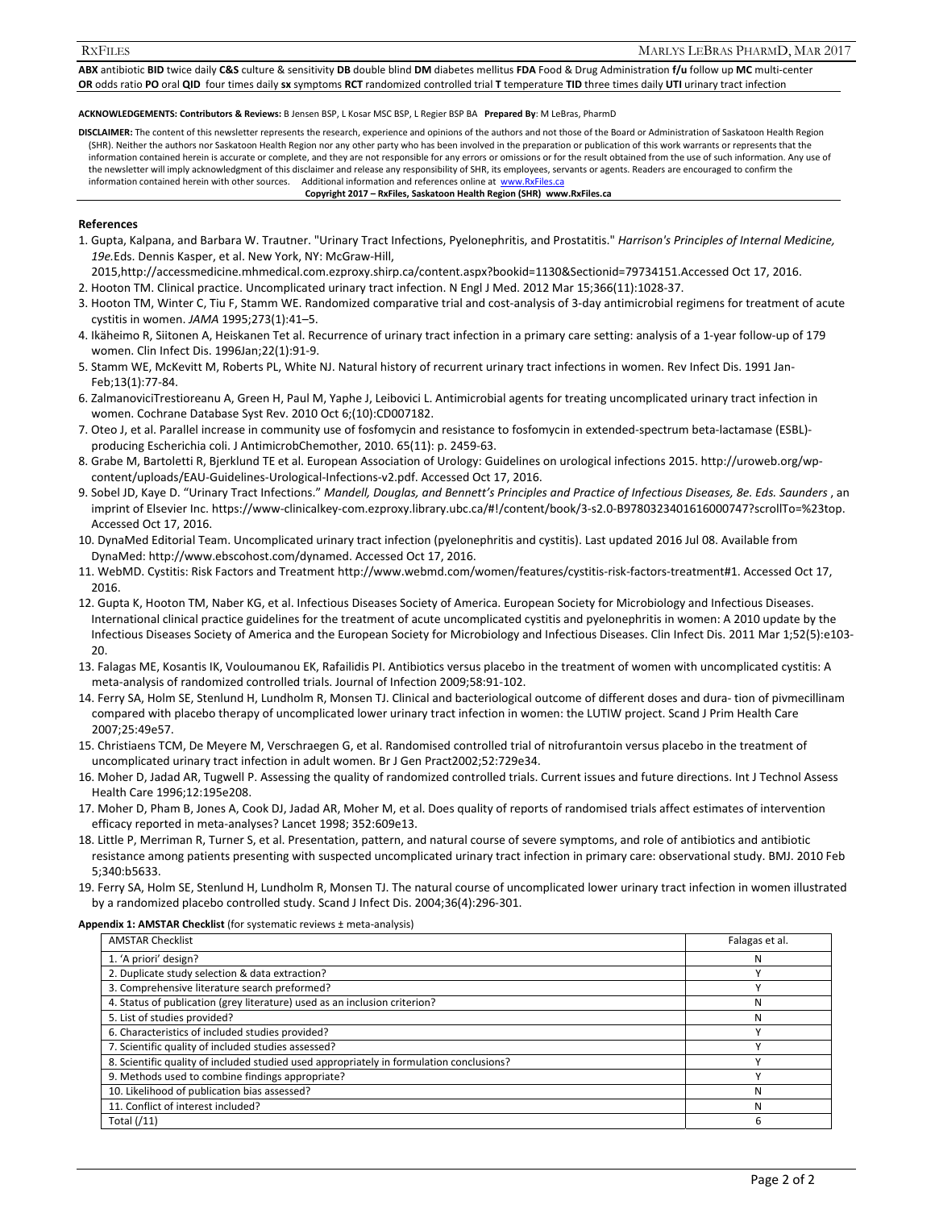**ABX** antibiotic **BID** twice daily **C&S** culture & sensitivity **DB** double blind **DM** diabetes mellitus **FDA** Food & Drug Administration **f/u** follow up **MC** multi-center **OR** odds ratio **PO** oral **QID** four times daily **sx** symptoms **RCT** randomized controlled trial **T** temperature **TID** three times daily **UTI** urinary tract infection

**ACKNOWLEDGEMENTS: Contributors & Reviews:** B Jensen BSP, L Kosar MSC BSP, L Regier BSP BA **Prepared By**: M LeBras, PharmD

**DISCLAIMER:** The content of this newsletter represents the research, experience and opinions of the authors and not those of the Board or Administration of Saskatoon Health Region (SHR). Neither the authors nor Saskatoon Health Region nor any other party who has been involved in the preparation or publication of this work warrants or represents that the information contained herein is accurate or complete, and they are not responsible for any errors or omissions or for the result obtained from the use of such information. Any use of the newsletter will imply acknowledgment of this disclaimer and release any responsibility of SHR, its employees, servants or agents. Readers are encouraged to confirm the information contained herein with other sources. Additional information and references online at www.RxFiles.ca

**Copyright 2017 – RxFiles, Saskatoon Health Region (SHR) www.RxFiles.ca**

## References

1. Gupta, Kalpana, and Barbara W. Trautner. "Urinary Tract Infections, Pyelonephritis, and Prostatitis." *Harrison's Principles of Internal Medicine, 19e.*Eds. Dennis Kasper, et al. New York, NY: McGraw-Hill, 2015,http://accessmedicine.mhmedical.com.ezproxy.shirp.ca/content.aspx?bookid=1130&Sectionid=79734151.Accessed Oct 17, 2016.
2. Hooton TM. Clinical practice. Uncomplicated urinary tract infection. N Engl J Med. 2012 Mar 15;366(11):1028-37.
3. Hooton TM, Winter C, Tiu F, Stamm WE. Randomized comparative trial and cost-analysis of 3-day antimicrobial regimens for treatment of acute cystitis in women. *JAMA* 1995;273(1):41–5.
4. Ikäheimo R, Siitonen A, Heiskanen Tet al. Recurrence of urinary tract infection in a primary care setting: analysis of a 1-year follow-up of 179 women. Clin Infect Dis. 1996Jan;22(1):91-9.
5. Stamm WE, McKevitt M, Roberts PL, White NJ. Natural history of recurrent urinary tract infections in women. Rev Infect Dis. 1991 Jan-Feb;13(1):77-84.
6. ZalmanoviciTrestioreanu A, Green H, Paul M, Yaphe J, Leibovici L. Antimicrobial agents for treating uncomplicated urinary tract infection in women. Cochrane Database Syst Rev. 2010 Oct 6;(10):CD007182.
7. Oteo J, et al. Parallel increase in community use of fosfomycin and resistance to fosfomycin in extended-spectrum beta-lactamase (ESBL)-producing Escherichia coli. J AntimicrobChemother, 2010. 65(11): p. 2459-63.
8. Grabe M, Bartoletti R, Bjerklund TE et al. European Association of Urology: Guidelines on urological infections 2015. http://uroweb.org/wp-content/uploads/EAU-Guidelines-Urological-Infections-v2.pdf. Accessed Oct 17, 2016.
9. Sobel JD, Kaye D. "Urinary Tract Infections." *Mandell, Douglas, and Bennett's Principles and Practice of Infectious Diseases, 8e. Eds. Saunders* , an imprint of Elsevier Inc. https://www-clinicalkey-com.ezproxy.library.ubc.ca/#!/content/book/3-s2.0-B9780323401616000747?scrollTo=%23top. Accessed Oct 17, 2016.
10. DynaMed Editorial Team. Uncomplicated urinary tract infection (pyelonephritis and cystitis). Last updated 2016 Jul 08. Available from DynaMed: http://www.ebscohost.com/dynamed. Accessed Oct 17, 2016.
11. WebMD. Cystitis: Risk Factors and Treatment http://www.webmd.com/women/features/cystitis-risk-factors-treatment#1. Accessed Oct 17, 2016.
12. Gupta K, Hooton TM, Naber KG, et al. Infectious Diseases Society of America. European Society for Microbiology and Infectious Diseases. International clinical practice guidelines for the treatment of acute uncomplicated cystitis and pyelonephritis in women: A 2010 update by the Infectious Diseases Society of America and the European Society for Microbiology and Infectious Diseases. Clin Infect Dis. 2011 Mar 1;52(5):e103-20.
13. Falagas ME, Kosantis IK, Vouloumanou EK, Rafailidis PI. Antibiotics versus placebo in the treatment of women with uncomplicated cystitis: A meta-analysis of randomized controlled trials. Journal of Infection 2009;58:91-102.
14. Ferry SA, Holm SE, Stenlund H, Lundholm R, Monsen TJ. Clinical and bacteriological outcome of different doses and dura- tion of pivmecillinam compared with placebo therapy of uncomplicated lower urinary tract infection in women: the LUTIW project. Scand J Prim Health Care 2007;25:49e57.
15. Christiaens TCM, De Meyere M, Verschraegen G, et al. Randomised controlled trial of nitrofurantoin versus placebo in the treatment of uncomplicated urinary tract infection in adult women. Br J Gen Pract2002;52:729e34.
16. Moher D, Jadad AR, Tugwell P. Assessing the quality of randomized controlled trials. Current issues and future directions. Int J Technol Assess Health Care 1996;12:195e208.
17. Moher D, Pham B, Jones A, Cook DJ, Jadad AR, Moher M, et al. Does quality of reports of randomised trials affect estimates of intervention efficacy reported in meta-analyses? Lancet 1998; 352:609e13.
18. Little P, Merriman R, Turner S, et al. Presentation, pattern, and natural course of severe symptoms, and role of antibiotics and antibiotic resistance among patients presenting with suspected uncomplicated urinary tract infection in primary care: observational study. BMJ. 2010 Feb 5;340:b5633.
19. Ferry SA, Holm SE, Stenlund H, Lundholm R, Monsen TJ. The natural course of uncomplicated lower urinary tract infection in women illustrated by a randomized placebo controlled study. Scand J Infect Dis. 2004;36(4):296-301.

**Appendix 1: AMSTAR Checklist** (for systematic reviews ± meta-analysis)

| AMSTAR Checklist | Falagas et al. |
|---|---|
| 1. 'A priori' design? | N |
| 2. Duplicate study selection & data extraction? | Y |
| 3. Comprehensive literature search preformed? | Y |
| 4. Status of publication (grey literature) used as an inclusion criterion? | N |
| 5. List of studies provided? | N |
| 6. Characteristics of included studies provided? | Y |
| 7. Scientific quality of included studies assessed? | Y |
| 8. Scientific quality of included studied used appropriately in formulation conclusions? | Y |
| 9. Methods used to combine findings appropriate? | Y |
| 10. Likelihood of publication bias assessed? | N |
| 11. Conflict of interest included? | N |
| Total (/11) | 6 |